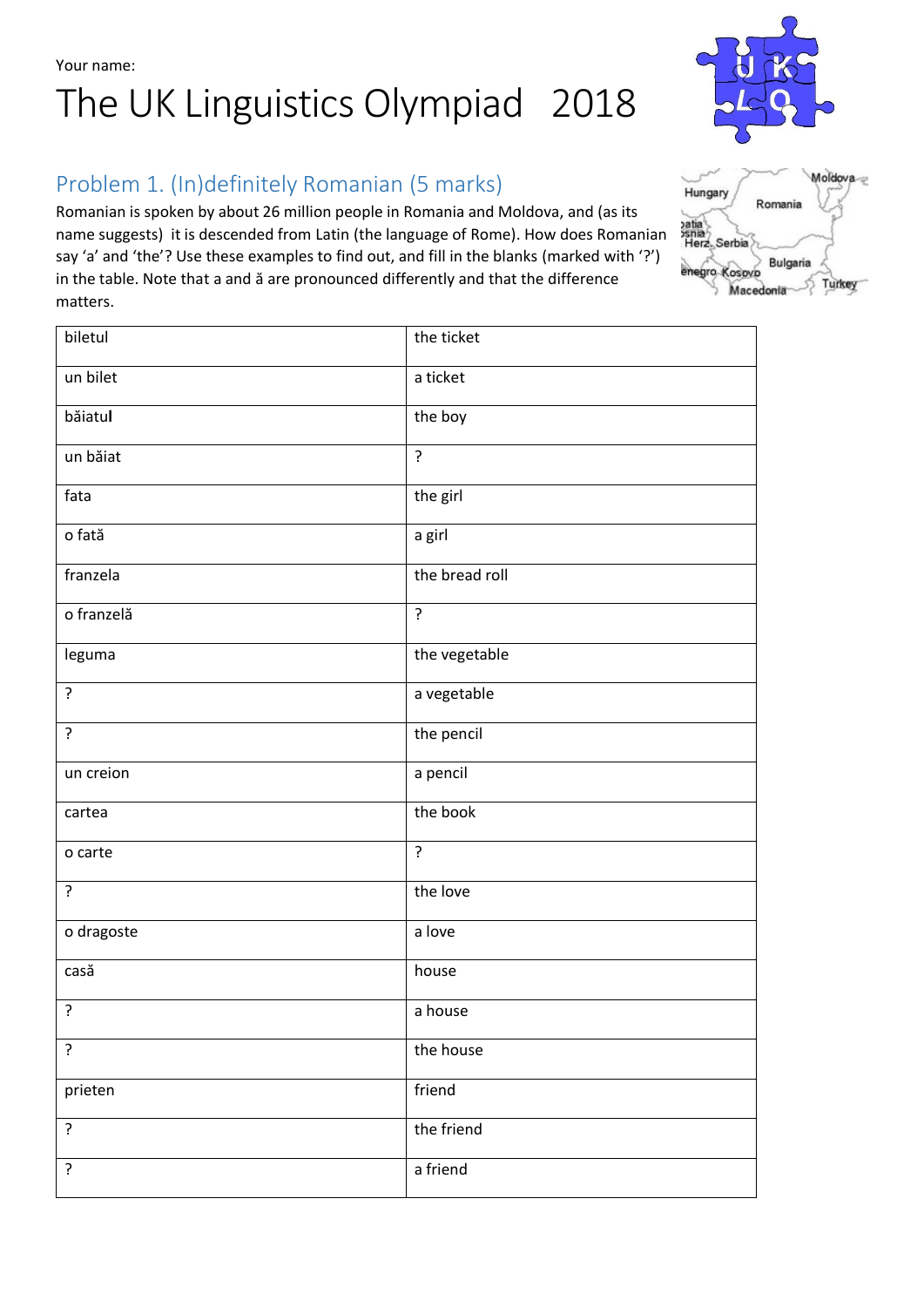Your name:

# The UK Linguistics Olympiad 2018

## Problem 1. (In)definitely Romanian (5 marks)

Romanian is spoken by about 26 million people in Romania and Moldova, and (as its name suggests) it is descended from Latin (the language of Rome). How does Romanian say 'a' and 'the'? Use these examples to find out, and fill in the blanks (marked with '?') in the table. Note that a and ă are pronounced differently and that the difference matters.

| | |
|---|---|
| biletul | the ticket |
| un bilet | a ticket |
| băiatul | the boy |
| un băiat | ? |
| fata | the girl |
| o fată | a girl |
| franzela | the bread roll |
| o franzelă | ? |
| leguma | the vegetable |
| ? | a vegetable |
| ? | the pencil |
| un creion | a pencil |
| cartea | the book |
| o carte | ? |
| ? | the love |
| o dragoste | a love |
| casă | house |
| ? | a house |
| ? | the house |
| prieten | friend |
| ? | the friend |
| ? | a friend |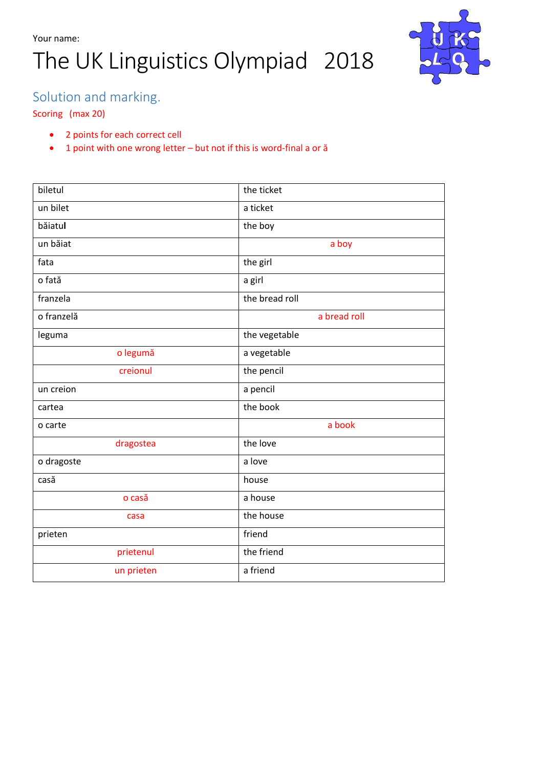Your name:

# The UK Linguistics Olympiad 2018

## Solution and marking.

Scoring (max 20)

- 2 points for each correct cell
- 1 point with one wrong letter – but not if this is word-final a or ă

| biletul | the ticket |
|---|---|
| un bilet | a ticket |
| băiatul | the boy |
| un băiat | a boy |
| fata | the girl |
| o fată | a girl |
| franzela | the bread roll |
| o franzelă | a bread roll |
| leguma | the vegetable |
| o legumă | a vegetable |
| creionul | the pencil |
| un creion | a pencil |
| cartea | the book |
| o carte | a book |
| dragostea | the love |
| o dragoste | a love |
| casă | house |
| o casă | a house |
| casa | the house |
| prieten | friend |
| prietenul | the friend |
| un prieten | a friend |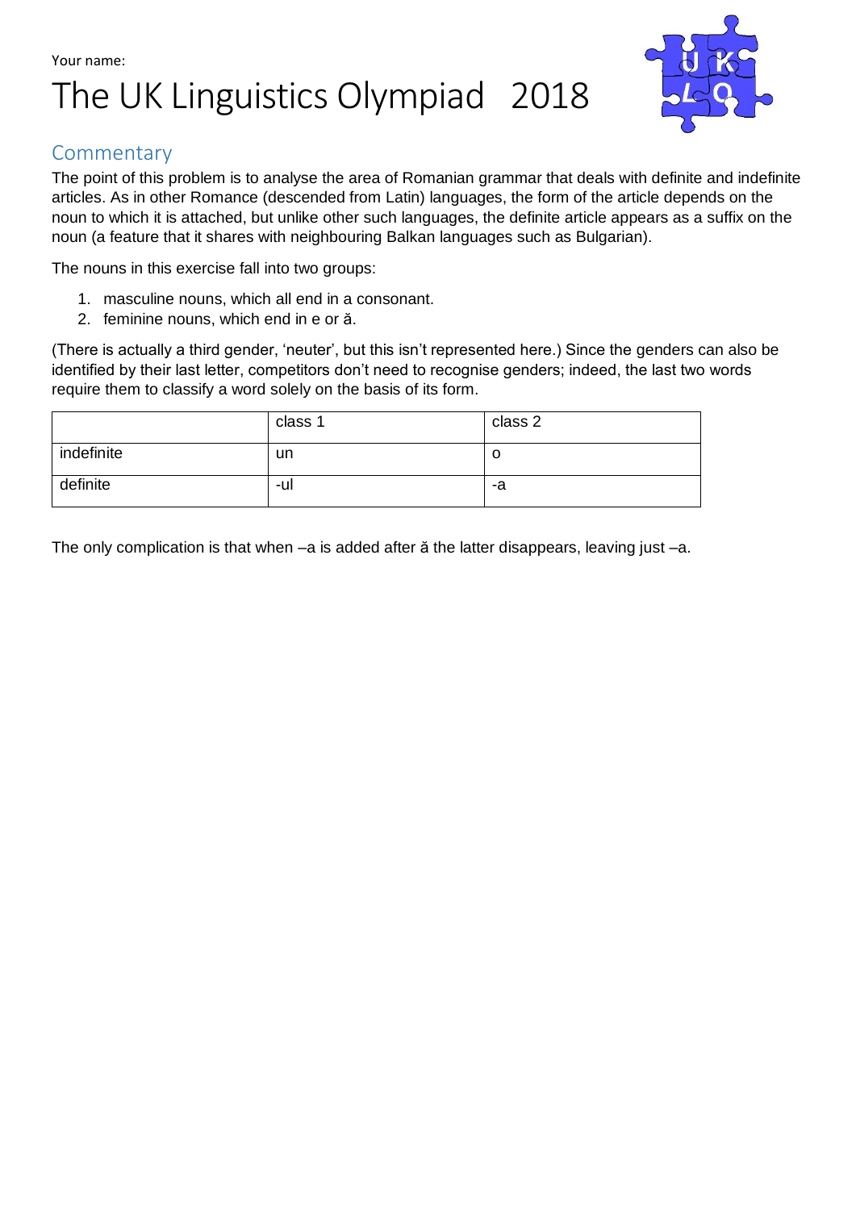Your name:

# The UK Linguistics Olympiad 2018

## Commentary

The point of this problem is to analyse the area of Romanian grammar that deals with definite and indefinite articles. As in other Romance (descended from Latin) languages, the form of the article depends on the noun to which it is attached, but unlike other such languages, the definite article appears as a suffix on the noun (a feature that it shares with neighbouring Balkan languages such as Bulgarian).

The nouns in this exercise fall into two groups:

1. masculine nouns, which all end in a consonant.
2. feminine nouns, which end in e or ă.

(There is actually a third gender, 'neuter', but this isn't represented here.) Since the genders can also be identified by their last letter, competitors don't need to recognise genders; indeed, the last two words require them to classify a word solely on the basis of its form.

| | class 1 | class 2 |
|---|---|---|
| indefinite | un | o |
| definite | -ul | -a |

The only complication is that when –a is added after ă the latter disappears, leaving just –a.